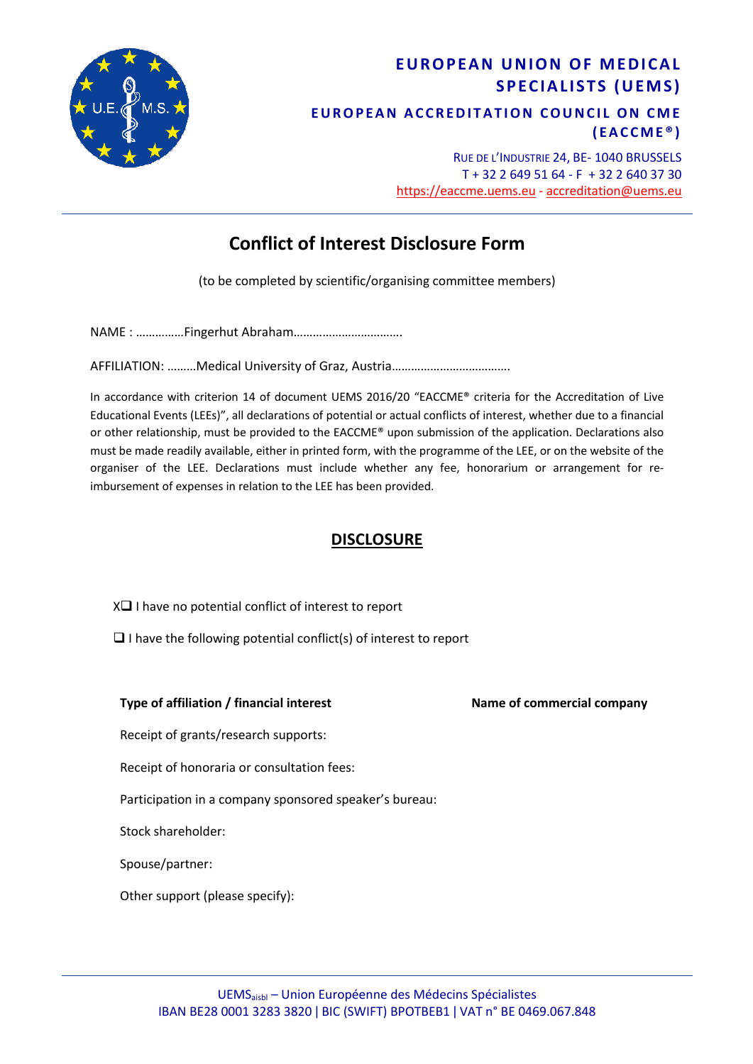**EUROPEAN UNION OF MEDICAL SPECIALISTS (UEMS)**

**EUROPEAN ACCREDITATION COUNCIL ON CME (EACCME®)**

RUE DE L'INDUSTRIE 24, BE- 1040 BRUSSELS
T + 32 2 649 51 64 - F + 32 2 640 37 30
https://eaccme.uems.eu - accreditation@uems.eu

# Conflict of Interest Disclosure Form

(to be completed by scientific/organising committee members)

NAME : ……………Fingerhut Abraham…………………………….

AFFILIATION: ………Medical University of Graz, Austria……………………………….

In accordance with criterion 14 of document UEMS 2016/20 "EACCME® criteria for the Accreditation of Live Educational Events (LEEs)", all declarations of potential or actual conflicts of interest, whether due to a financial or other relationship, must be provided to the EACCME® upon submission of the application. Declarations also must be made readily available, either in printed form, with the programme of the LEE, or on the website of the organiser of the LEE. Declarations must include whether any fee, honorarium or arrangement for re-imbursement of expenses in relation to the LEE has been provided.

## DISCLOSURE

X❑ I have no potential conflict of interest to report

❑ I have the following potential conflict(s) of interest to report

| Type of affiliation / financial interest | Name of commercial company |
|---|---|
| Receipt of grants/research supports: | |
| Receipt of honoraria or consultation fees: | |
| Participation in a company sponsored speaker's bureau: | |
| Stock shareholder: | |
| Spouse/partner: | |
| Other support (please specify): | |

UEMS$_{aisbl}$ – Union Européenne des Médecins Spécialistes
IBAN BE28 0001 3283 3820 | BIC (SWIFT) BPOTBEB1 | VAT n° BE 0469.067.848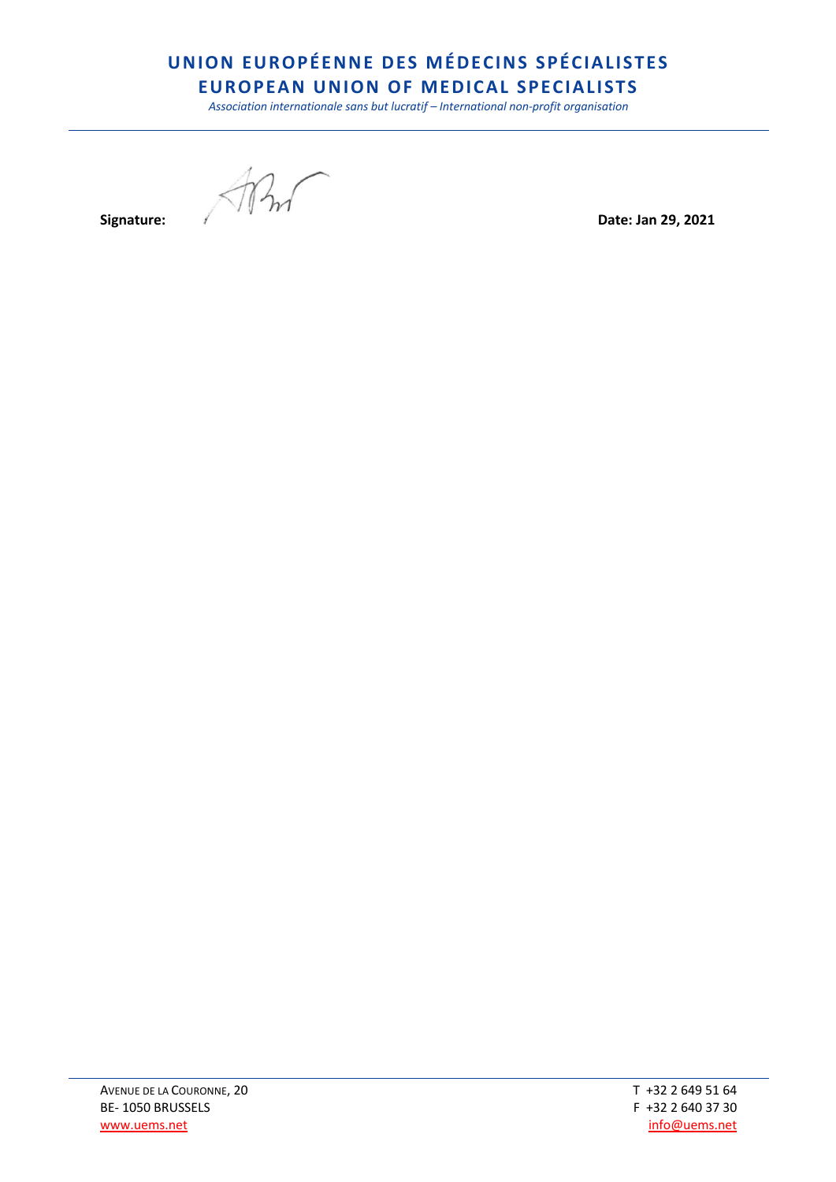**Signature:** **Date: Jan 29, 2021**